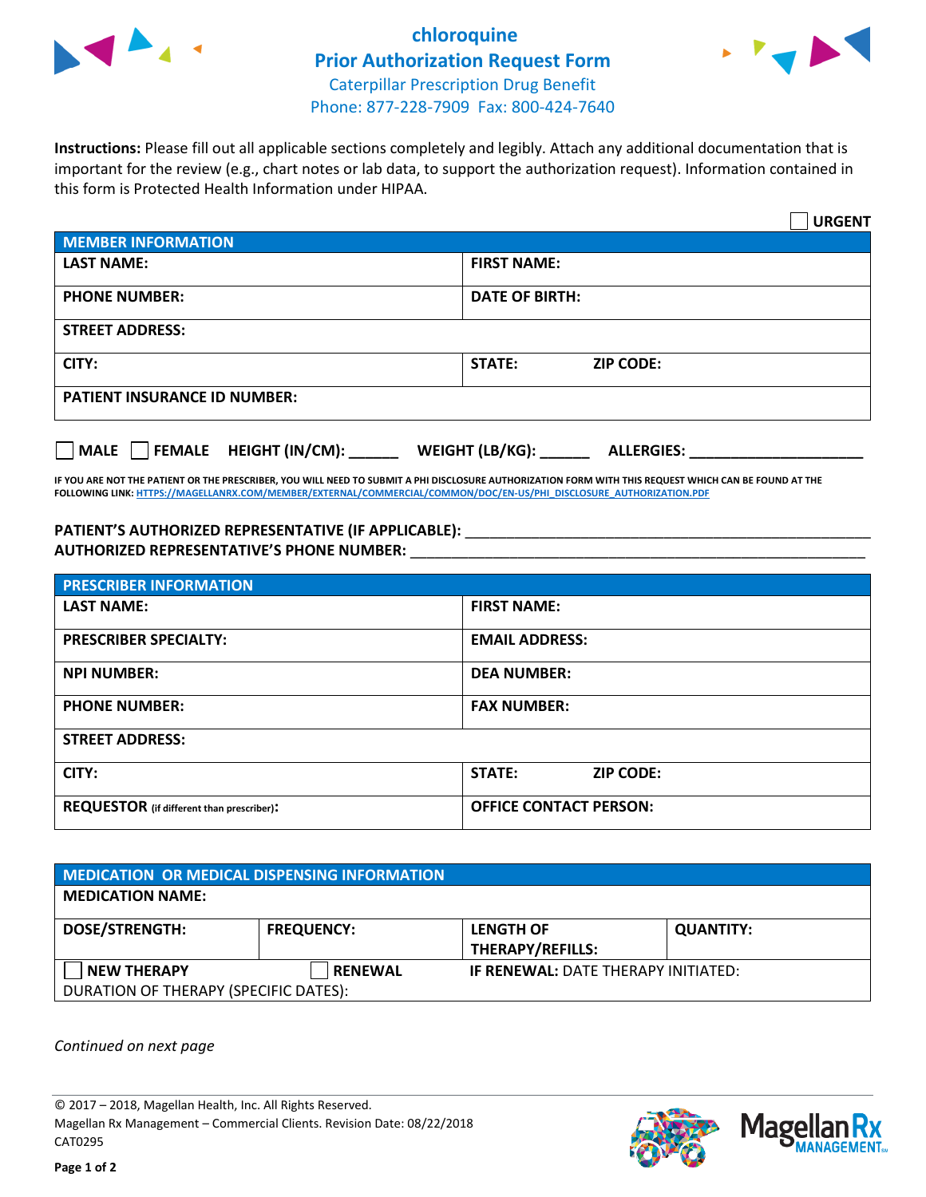# chloroquine
# Prior Authorization Request Form

Caterpillar Prescription Drug Benefit
Phone: 877-228-7909 Fax: 800-424-7640

**Instructions:** Please fill out all applicable sections completely and legibly. Attach any additional documentation that is important for the review (e.g., chart notes or lab data, to support the authorization request). Information contained in this form is Protected Health Information under HIPAA.

☐ **URGENT**

| MEMBER INFORMATION | |
|---|---|
| **LAST NAME:** | **FIRST NAME:** |
| **PHONE NUMBER:** | **DATE OF BIRTH:** |
| **STREET ADDRESS:** | |
| **CITY:** | **STATE:** **ZIP CODE:** |
| **PATIENT INSURANCE ID NUMBER:** | |

☐ **MALE** ☐ **FEMALE** **HEIGHT (IN/CM):** ______ **WEIGHT (LB/KG):** ______ **ALLERGIES:** ____________________

**IF YOU ARE NOT THE PATIENT OR THE PRESCRIBER, YOU WILL NEED TO SUBMIT A PHI DISCLOSURE AUTHORIZATION FORM WITH THIS REQUEST WHICH CAN BE FOUND AT THE FOLLOWING LINK: HTTPS://MAGELLANRX.COM/MEMBER/EXTERNAL/COMMERCIAL/COMMON/DOC/EN-US/PHI_DISCLOSURE_AUTHORIZATION.PDF**

**PATIENT'S AUTHORIZED REPRESENTATIVE (IF APPLICABLE):** ____________________
**AUTHORIZED REPRESENTATIVE'S PHONE NUMBER:** ____________________

| PRESCRIBER INFORMATION | |
|---|---|
| **LAST NAME:** | **FIRST NAME:** |
| **PRESCRIBER SPECIALTY:** | **EMAIL ADDRESS:** |
| **NPI NUMBER:** | **DEA NUMBER:** |
| **PHONE NUMBER:** | **FAX NUMBER:** |
| **STREET ADDRESS:** | |
| **CITY:** | **STATE:** **ZIP CODE:** |
| **REQUESTOR** (if different than prescriber)**:** | **OFFICE CONTACT PERSON:** |

| MEDICATION OR MEDICAL DISPENSING INFORMATION | | | |
|---|---|---|---|
| **MEDICATION NAME:** | | | |
| **DOSE/STRENGTH:** | **FREQUENCY:** | **LENGTH OF THERAPY/REFILLS:** | **QUANTITY:** |
| ☐ **NEW THERAPY** | ☐ **RENEWAL** | **IF RENEWAL:** DATE THERAPY INITIATED: | |
| DURATION OF THERAPY (SPECIFIC DATES): | | | |

*Continued on next page*

© 2017 – 2018, Magellan Health, Inc. All Rights Reserved.
Magellan Rx Management – Commercial Clients. Revision Date: 08/22/2018
CAT0295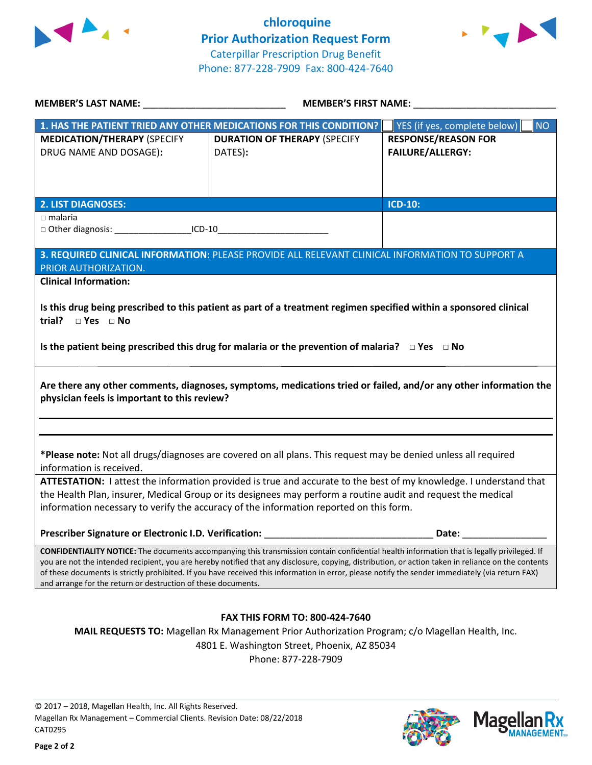# chloroquine
## Prior Authorization Request Form

Caterpillar Prescription Drug Benefit
Phone: 877-228-7909 Fax: 800-424-7640

**MEMBER'S LAST NAME:** ___________________________ **MEMBER'S FIRST NAME:** ___________________________

| **1. HAS THE PATIENT TRIED ANY OTHER MEDICATIONS FOR THIS CONDITION?** | | ☐ YES (if yes, complete below) ☐ NO |
|---|---|---|
| **MEDICATION/THERAPY** (SPECIFY DRUG NAME AND DOSAGE): | **DURATION OF THERAPY** (SPECIFY DATES): | **RESPONSE/REASON FOR FAILURE/ALLERGY:** |
| | | |

| **2. LIST DIAGNOSES:** | **ICD-10:** |
|---|---|
| □ malaria<br>□ Other diagnosis: _______________ICD-10______________________ | |

**3. REQUIRED CLINICAL INFORMATION:** PLEASE PROVIDE ALL RELEVANT CLINICAL INFORMATION TO SUPPORT A PRIOR AUTHORIZATION.

**Clinical Information:**

**Is this drug being prescribed to this patient as part of a treatment regimen specified within a sponsored clinical trial? □ Yes □ No**

**Is the patient being prescribed this drug for malaria or the prevention of malaria? □ Yes □ No**

**Are there any other comments, diagnoses, symptoms, medications tried or failed, and/or any other information the physician feels is important to this review?**

___________________________________________________________________________

___________________________________________________________________________

***Please note:** Not all drugs/diagnoses are covered on all plans. This request may be denied unless all required information is received.

**ATTESTATION:** I attest the information provided is true and accurate to the best of my knowledge. I understand that the Health Plan, insurer, Medical Group or its designees may perform a routine audit and request the medical information necessary to verify the accuracy of the information reported on this form.

**Prescriber Signature or Electronic I.D. Verification:** ________________________________ **Date:** ________________

**CONFIDENTIALITY NOTICE:** The documents accompanying this transmission contain confidential health information that is legally privileged. If you are not the intended recipient, you are hereby notified that any disclosure, copying, distribution, or action taken in reliance on the contents of these documents is strictly prohibited. If you have received this information in error, please notify the sender immediately (via return FAX) and arrange for the return or destruction of these documents.

**FAX THIS FORM TO: 800-424-7640**

**MAIL REQUESTS TO:** Magellan Rx Management Prior Authorization Program; c/o Magellan Health, Inc.
4801 E. Washington Street, Phoenix, AZ 85034
Phone: 877-228-7909

© 2017 – 2018, Magellan Health, Inc. All Rights Reserved.
Magellan Rx Management – Commercial Clients. Revision Date: 08/22/2018
CAT0295